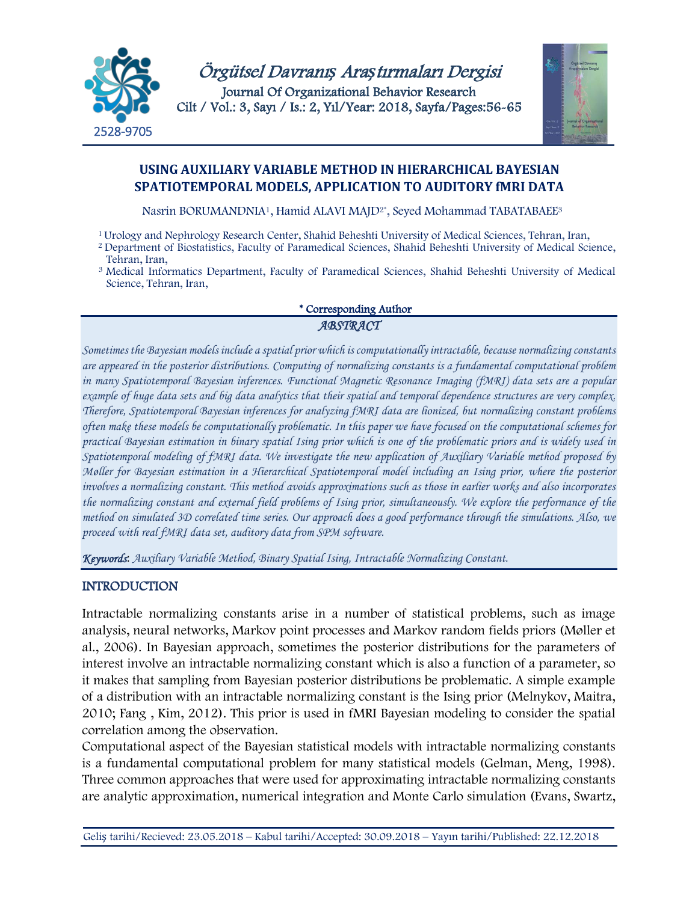# USING AUXILIARY VARIABLE METHOD IN HIERARCHICAL BAYESIAN SPATIOTEMPORAL MODELS, APPLICATION TO AUDITORY fMRI DATA

Nasrin BORUMANDNIA[1], Hamid ALAVI MAJD[2*], Seyed Mohammad TABATABAEE[3]

[1] Urology and Nephrology Research Center, Shahid Beheshti University of Medical Sciences, Tehran, Iran,
[2] Department of Biostatistics, Faculty of Paramedical Sciences, Shahid Beheshti University of Medical Science, Tehran, Iran,
[3] Medical Informatics Department, Faculty of Paramedical Sciences, Shahid Beheshti University of Medical Science, Tehran, Iran,

\* Corresponding Author

## ABSTRACT

*Sometimes the Bayesian models include a spatial prior which is computationally intractable, because normalizing constants are appeared in the posterior distributions. Computing of normalizing constants is a fundamental computational problem in many Spatiotemporal Bayesian inferences. Functional Magnetic Resonance Imaging (fMRI) data sets are a popular example of huge data sets and big data analytics that their spatial and temporal dependence structures are very complex. Therefore, Spatiotemporal Bayesian inferences for analyzing fMRI data are lionized, but normalizing constant problems often make these models be computationally problematic. In this paper we have focused on the computational schemes for practical Bayesian estimation in binary spatial Ising prior which is one of the problematic priors and is widely used in Spatiotemporal modeling of fMRI data. We investigate the new application of Auxiliary Variable method proposed by Møller for Bayesian estimation in a Hierarchical Spatiotemporal model including an Ising prior, where the posterior involves a normalizing constant. This method avoids approximations such as those in earlier works and also incorporates the normalizing constant and external field problems of Ising prior, simultaneously. We explore the performance of the method on simulated 3D correlated time series. Our approach does a good performance through the simulations. Also, we proceed with real fMRI data set, auditory data from SPM software.*

***Keywords***: *Auxiliary Variable Method, Binary Spatial Ising, Intractable Normalizing Constant.*

## INTRODUCTION

Intractable normalizing constants arise in a number of statistical problems, such as image analysis, neural networks, Markov point processes and Markov random fields priors (Møller et al., 2006). In Bayesian approach, sometimes the posterior distributions for the parameters of interest involve an intractable normalizing constant which is also a function of a parameter, so it makes that sampling from Bayesian posterior distributions be problematic. A simple example of a distribution with an intractable normalizing constant is the Ising prior (Melnykov, Maitra, 2010; Fang , Kim, 2012). This prior is used in fMRI Bayesian modeling to consider the spatial correlation among the observation.

Computational aspect of the Bayesian statistical models with intractable normalizing constants is a fundamental computational problem for many statistical models (Gelman, Meng, 1998). Three common approaches that were used for approximating intractable normalizing constants are analytic approximation, numerical integration and Monte Carlo simulation (Evans, Swartz,

Geliş tarihi/Recieved: 23.05.2018 – Kabul tarihi/Accepted: 30.09.2018 – Yayın tarihi/Published: 22.12.2018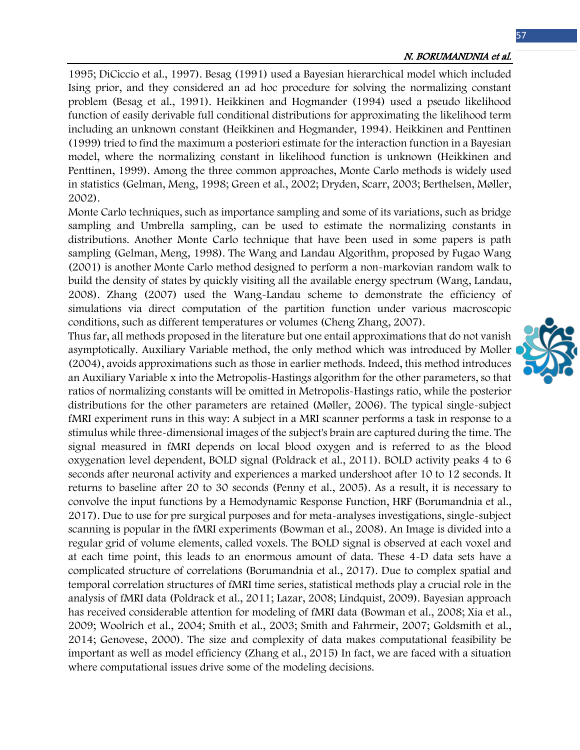1995; DiCiccio et al., 1997). Besag (1991) used a Bayesian hierarchical model which included Ising prior, and they considered an ad hoc procedure for solving the normalizing constant problem (Besag et al., 1991). Heikkinen and Hogmander (1994) used a pseudo likelihood function of easily derivable full conditional distributions for approximating the likelihood term including an unknown constant (Heikkinen and Hogmander, 1994). Heikkinen and Penttinen (1999) tried to find the maximum a posteriori estimate for the interaction function in a Bayesian model, where the normalizing constant in likelihood function is unknown (Heikkinen and Penttinen, 1999). Among the three common approaches, Monte Carlo methods is widely used in statistics (Gelman, Meng, 1998; Green et al., 2002; Dryden, Scarr, 2003; Berthelsen, Møller, 2002).

Monte Carlo techniques, such as importance sampling and some of its variations, such as bridge sampling and Umbrella sampling, can be used to estimate the normalizing constants in distributions. Another Monte Carlo technique that have been used in some papers is path sampling (Gelman, Meng, 1998). The Wang and Landau Algorithm, proposed by Fugao Wang (2001) is another Monte Carlo method designed to perform a non-markovian random walk to build the density of states by quickly visiting all the available energy spectrum (Wang, Landau, 2008). Zhang (2007) used the Wang-Landau scheme to demonstrate the efficiency of simulations via direct computation of the partition function under various macroscopic conditions, such as different temperatures or volumes (Cheng Zhang, 2007).

Thus far, all methods proposed in the literature but one entail approximations that do not vanish asymptotically. Auxiliary Variable method, the only method which was introduced by Moller (2004), avoids approximations such as those in earlier methods. Indeed, this method introduces an Auxiliary Variable x into the Metropolis-Hastings algorithm for the other parameters, so that ratios of normalizing constants will be omitted in Metropolis-Hastings ratio, while the posterior distributions for the other parameters are retained (Møller, 2006). The typical single-subject fMRI experiment runs in this way: A subject in a MRI scanner performs a task in response to a stimulus while three-dimensional images of the subject's brain are captured during the time. The signal measured in fMRI depends on local blood oxygen and is referred to as the blood oxygenation level dependent, BOLD signal (Poldrack et al., 2011). BOLD activity peaks 4 to 6 seconds after neuronal activity and experiences a marked undershoot after 10 to 12 seconds. It returns to baseline after 20 to 30 seconds (Penny et al., 2005). As a result, it is necessary to convolve the input functions by a Hemodynamic Response Function, HRF (Borumandnia et al., 2017). Due to use for pre surgical purposes and for meta-analyses investigations, single-subject scanning is popular in the fMRI experiments (Bowman et al., 2008). An Image is divided into a regular grid of volume elements, called voxels. The BOLD signal is observed at each voxel and at each time point, this leads to an enormous amount of data. These 4-D data sets have a complicated structure of correlations (Borumandnia et al., 2017). Due to complex spatial and temporal correlation structures of fMRI time series, statistical methods play a crucial role in the analysis of fMRI data (Poldrack et al., 2011; Lazar, 2008; Lindquist, 2009). Bayesian approach has received considerable attention for modeling of fMRI data (Bowman et al., 2008; Xia et al., 2009; Woolrich et al., 2004; Smith et al., 2003; Smith and Fahrmeir, 2007; Goldsmith et al., 2014; Genovese, 2000). The size and complexity of data makes computational feasibility be important as well as model efficiency (Zhang et al., 2015) In fact, we are faced with a situation where computational issues drive some of the modeling decisions.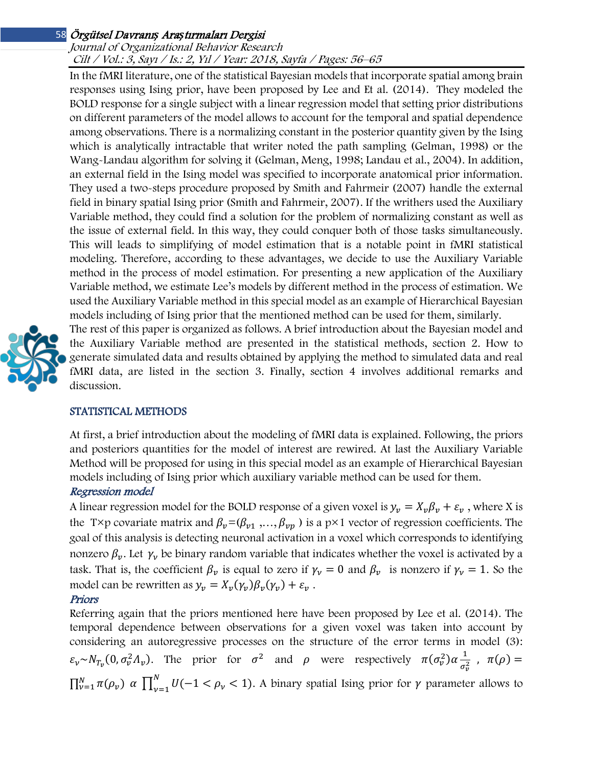In the fMRI literature, one of the statistical Bayesian models that incorporate spatial among brain responses using Ising prior, have been proposed by Lee and Et al. (2014). They modeled the BOLD response for a single subject with a linear regression model that setting prior distributions on different parameters of the model allows to account for the temporal and spatial dependence among observations. There is a normalizing constant in the posterior quantity given by the Ising which is analytically intractable that writer noted the path sampling (Gelman, 1998) or the Wang-Landau algorithm for solving it (Gelman, Meng, 1998; Landau et al., 2004). In addition, an external field in the Ising model was specified to incorporate anatomical prior information. They used a two-steps procedure proposed by Smith and Fahrmeir (2007) handle the external field in binary spatial Ising prior (Smith and Fahrmeir, 2007). If the writhers used the Auxiliary Variable method, they could find a solution for the problem of normalizing constant as well as the issue of external field. In this way, they could conquer both of those tasks simultaneously. This will leads to simplifying of model estimation that is a notable point in fMRI statistical modeling. Therefore, according to these advantages, we decide to use the Auxiliary Variable method in the process of model estimation. For presenting a new application of the Auxiliary Variable method, we estimate Lee's models by different method in the process of estimation. We used the Auxiliary Variable method in this special model as an example of Hierarchical Bayesian models including of Ising prior that the mentioned method can be used for them, similarly.

The rest of this paper is organized as follows. A brief introduction about the Bayesian model and the Auxiliary Variable method are presented in the statistical methods, section 2. How to generate simulated data and results obtained by applying the method to simulated data and real fMRI data, are listed in the section 3. Finally, section 4 involves additional remarks and discussion.

## STATISTICAL METHODS

At first, a brief introduction about the modeling of fMRI data is explained. Following, the priors and posteriors quantities for the model of interest are rewired. At last the Auxiliary Variable Method will be proposed for using in this special model as an example of Hierarchical Bayesian models including of Ising prior which auxiliary variable method can be used for them.

### *Regression model*

A linear regression model for the BOLD response of a given voxel is $y_v = X_v\beta_v + \varepsilon_v$ , where X is the T×p covariate matrix and $\beta_v=(\beta_{v1} ,\ldots, \beta_{vp})$ is a p×1 vector of regression coefficients. The goal of this analysis is detecting neuronal activation in a voxel which corresponds to identifying nonzero $\beta_v$. Let $\gamma_v$ be binary random variable that indicates whether the voxel is activated by a task. That is, the coefficient $\beta_v$ is equal to zero if $\gamma_v = 0$ and $\beta_v$ is nonzero if $\gamma_v = 1$. So the model can be rewritten as $y_v = X_v(\gamma_v)\beta_v(\gamma_v) + \varepsilon_v$ .

### *Priors*

Referring again that the priors mentioned here have been proposed by Lee et al. (2014). The temporal dependence between observations for a given voxel was taken into account by considering an autoregressive processes on the structure of the error terms in model (3): $\varepsilon_v \sim N_{T_v}(0, \sigma_v^2 \Lambda_v)$. The prior for $\sigma^2$ and $\rho$ were respectively $\pi(\sigma_v^2)\alpha\frac{1}{\sigma_v^2}$ , $\pi(\rho) = \prod_{v=1}^{N}\pi(\rho_v)\ \alpha\ \prod_{v=1}^{N} U(-1 < \rho_v < 1)$. A binary spatial Ising prior for $\gamma$ parameter allows to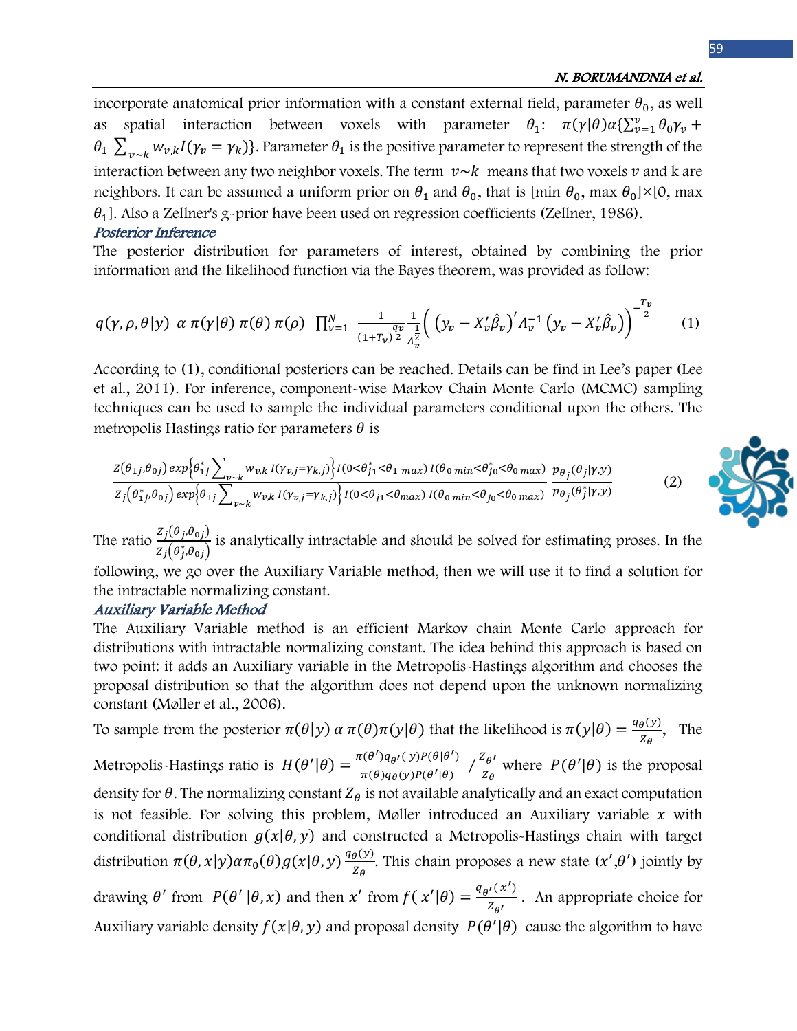incorporate anatomical prior information with a constant external field, parameter $\theta_0$, as well as spatial interaction between voxels with parameter $\theta_1$: $\pi(\gamma|\theta)\alpha\{\sum_{v=1}^{v}\theta_0\gamma_v + \theta_1\sum_{v\sim k}w_{v,k}I(\gamma_v = \gamma_k)\}$. Parameter $\theta_1$ is the positive parameter to represent the strength of the interaction between any two neighbor voxels. The term $v\sim k$ means that two voxels $v$ and k are neighbors. It can be assumed a uniform prior on $\theta_1$ and $\theta_0$, that is [min $\theta_0$, max $\theta_0$]×[0, max $\theta_1$]. Also a Zellner's g-prior have been used on regression coefficients (Zellner, 1986).

### *Posterior Inference*

The posterior distribution for parameters of interest, obtained by combining the prior information and the likelihood function via the Bayes theorem, was provided as follow:

$$q(\gamma,\rho,\theta|y)\ \alpha\ \pi(\gamma|\theta)\,\pi(\theta)\,\pi(\rho)\ \prod_{v=1}^{N}\frac{1}{(1+T_v)^{\frac{q_v}{2}}}\frac{1}{\Lambda_v^{\frac{1}{2}}}\Big(\big(y_v - X_v'\hat{\beta}_v\big)'\Lambda_v^{-1}\big(y_v - X_v'\hat{\beta}_v\big)\Big)^{-\frac{T_v}{2}} \qquad (1)$$

According to (1), conditional posteriors can be reached. Details can be find in Lee's paper (Lee et al., 2011). For inference, component-wise Markov Chain Monte Carlo (MCMC) sampling techniques can be used to sample the individual parameters conditional upon the others. The metropolis Hastings ratio for parameters $\theta$ is

$$\frac{Z(\theta_{1j},\theta_{0j})\exp\Big\{\theta_{1j}^{*}\sum_{v\sim k}w_{v,k}\,I(\gamma_{v,j}=\gamma_{k,j})\Big\}I(0<\theta_{j1}^{*}<\theta_{1\,max})\,I(\theta_{0\,min}<\theta_{j0}^{*}<\theta_{0\,max})}{Z_j(\theta_{1j}^{*},\theta_{0j})\exp\Big\{\theta_{1j}\sum_{v\sim k}w_{v,k}\,I(\gamma_{v,j}=\gamma_{k,j})\Big\}I(0<\theta_{j1}<\theta_{max})\,I(\theta_{0\,min}<\theta_{j0}<\theta_{0\,max})}\ \frac{p_{\theta_j}(\theta_j|\gamma,y)}{p_{\theta_j}(\theta_j^{*}|\gamma,y)} \qquad (2)$$

The ratio $\frac{Z_j(\theta_j,\theta_{0j})}{Z_j(\theta_j^{*},\theta_{0j})}$ is analytically intractable and should be solved for estimating proses. In the following, we go over the Auxiliary Variable method, then we will use it to find a solution for the intractable normalizing constant.

### *Auxiliary Variable Method*

The Auxiliary Variable method is an efficient Markov chain Monte Carlo approach for distributions with intractable normalizing constant. The idea behind this approach is based on two point: it adds an Auxiliary variable in the Metropolis-Hastings algorithm and chooses the proposal distribution so that the algorithm does not depend upon the unknown normalizing constant (Møller et al., 2006).

To sample from the posterior $\pi(\theta|y)\ \alpha\ \pi(\theta)\pi(y|\theta)$ that the likelihood is $\pi(y|\theta) = \frac{q_\theta(y)}{Z_\theta}$, The Metropolis-Hastings ratio is $H(\theta'|\theta) = \frac{\pi(\theta')q_{\theta'}(y)P(\theta|\theta')}{\pi(\theta)q_\theta(y)P(\theta'|\theta)} \Big/ \frac{Z_{\theta'}}{Z_\theta}$ where $P(\theta'|\theta)$ is the proposal density for $\theta$. The normalizing constant $Z_\theta$ is not available analytically and an exact computation is not feasible. For solving this problem, Møller introduced an Auxiliary variable $x$ with conditional distribution $g(x|\theta,y)$ and constructed a Metropolis-Hastings chain with target distribution $\pi(\theta,x|y)\alpha\pi_0(\theta)g(x|\theta,y)\frac{q_\theta(y)}{Z_\theta}$. This chain proposes a new state $(x',\theta')$ jointly by drawing $\theta'$ from $P(\theta'|\theta,x)$ and then $x'$ from $f(x'|\theta) = \frac{q_{\theta'}(x')}{Z_{\theta'}}$. An appropriate choice for Auxiliary variable density $f(x|\theta,y)$ and proposal density $P(\theta'|\theta)$ cause the algorithm to have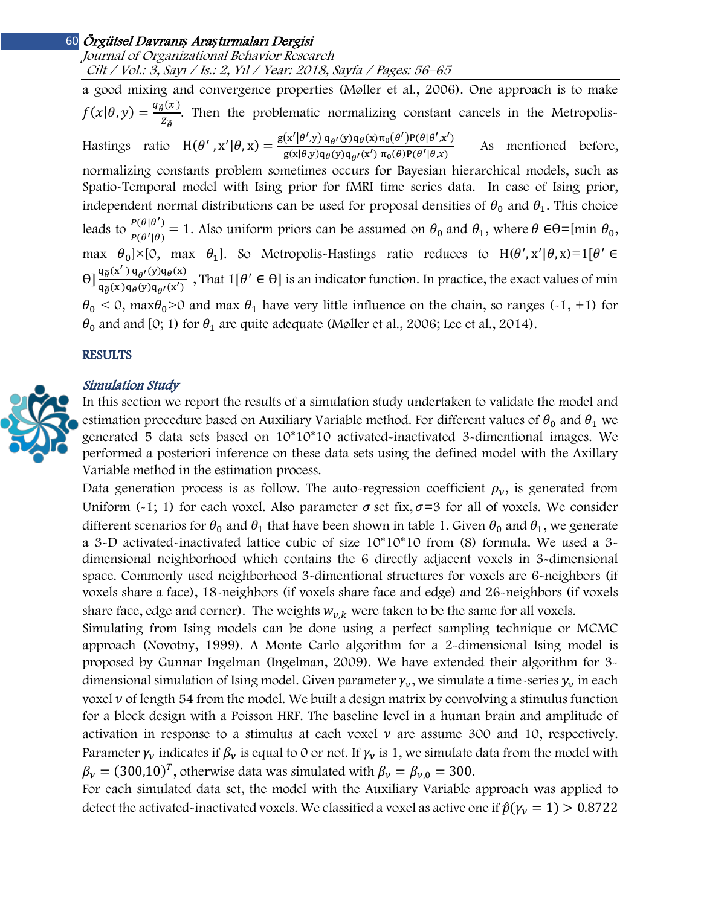a good mixing and convergence properties (Møller et al., 2006). One approach is to make $f(x|\theta, y) = \frac{q_{\tilde{\theta}}(x)}{z_{\tilde{\theta}}}$. Then the problematic normalizing constant cancels in the Metropolis-Hastings ratio $\mathrm{H}(\theta', \mathrm{x}'|\theta, \mathrm{x}) = \frac{\mathrm{g}(\mathrm{x}'|\theta', \mathrm{y})\, \mathrm{q}_{\theta'}(\mathrm{y})\mathrm{q}_{\theta}(\mathrm{x})\pi_0(\theta')\mathrm{P}(\theta|\theta', \mathrm{x}')}{\mathrm{g}(\mathrm{x}|\theta, \mathrm{y})\mathrm{q}_{\theta}(\mathrm{y})\mathrm{q}_{\theta'}(\mathrm{x}')\, \pi_0(\theta)\mathrm{P}(\theta'|\theta, \mathrm{x})}$ As mentioned before, normalizing constants problem sometimes occurs for Bayesian hierarchical models, such as Spatio-Temporal model with Ising prior for fMRI time series data. In case of Ising prior, independent normal distributions can be used for proposal densities of $\theta_0$ and $\theta_1$. This choice leads to $\frac{P(\theta|\theta')}{P(\theta'|\theta)} = 1$. Also uniform priors can be assumed on $\theta_0$ and $\theta_1$, where $\theta \in \Theta = [\min\, \theta_0, \max\, \theta_0] \times [0, \max\, \theta_1]$. So Metropolis-Hastings ratio reduces to $\mathrm{H}(\theta', \mathrm{x}'|\theta, \mathrm{x}) = 1[\theta' \in \Theta] \frac{\mathrm{q}_{\tilde{\theta}}(\mathrm{x}')\, \mathrm{q}_{\theta'}(\mathrm{y})\mathrm{q}_{\theta}(\mathrm{x})}{\mathrm{q}_{\tilde{\theta}}(\mathrm{x})\mathrm{q}_{\theta}(\mathrm{y})\mathrm{q}_{\theta'}(\mathrm{x}')}$ , That $1[\theta' \in \Theta]$ is an indicator function. In practice, the exact values of min $\theta_0 < 0$, max$\theta_0$>0 and max $\theta_1$ have very little influence on the chain, so ranges (-1, +1) for $\theta_0$ and and [0; 1) for $\theta_1$ are quite adequate (Møller et al., 2006; Lee et al., 2014).

## RESULTS

### *Simulation Study*

In this section we report the results of a simulation study undertaken to validate the model and estimation procedure based on Auxiliary Variable method. For different values of $\theta_0$ and $\theta_1$ we generated 5 data sets based on 10*10*10 activated-inactivated 3-dimentional images. We performed a posteriori inference on these data sets using the defined model with the Axillary Variable method in the estimation process.

Data generation process is as follow. The auto-regression coefficient $\rho_v$, is generated from Uniform (-1; 1) for each voxel. Also parameter $\sigma$ set fix, $\sigma$=3 for all of voxels. We consider different scenarios for $\theta_0$ and $\theta_1$ that have been shown in table 1. Given $\theta_0$ and $\theta_1$, we generate a 3-D activated-inactivated lattice cubic of size 10*10*10 from (8) formula. We used a 3-dimensional neighborhood which contains the 6 directly adjacent voxels in 3-dimensional space. Commonly used neighborhood 3-dimentional structures for voxels are 6-neighbors (if voxels share a face), 18-neighbors (if voxels share face and edge) and 26-neighbors (if voxels share face, edge and corner). The weights $w_{v,k}$ were taken to be the same for all voxels.

Simulating from Ising models can be done using a perfect sampling technique or MCMC approach (Novotny, 1999). A Monte Carlo algorithm for a 2-dimensional Ising model is proposed by Gunnar Ingelman (Ingelman, 2009). We have extended their algorithm for 3-dimensional simulation of Ising model. Given parameter $\gamma_v$, we simulate a time-series $y_v$ in each voxel $v$ of length 54 from the model. We built a design matrix by convolving a stimulus function for a block design with a Poisson HRF. The baseline level in a human brain and amplitude of activation in response to a stimulus at each voxel $v$ are assume 300 and 10, respectively. Parameter $\gamma_v$ indicates if $\beta_v$ is equal to 0 or not. If $\gamma_v$ is 1, we simulate data from the model with $\beta_v = (300{,}10)^T$, otherwise data was simulated with $\beta_v = \beta_{v,0} = 300$.

For each simulated data set, the model with the Auxiliary Variable approach was applied to detect the activated-inactivated voxels. We classified a voxel as active one if $\hat{p}(\gamma_v = 1) > 0.8722$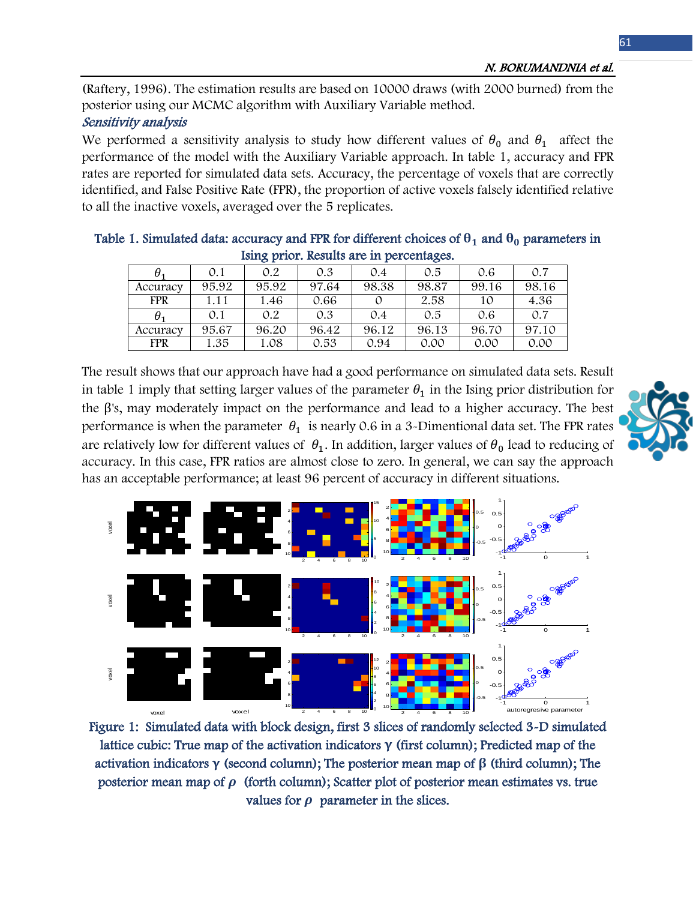(Raftery, 1996). The estimation results are based on 10000 draws (with 2000 burned) from the posterior using our MCMC algorithm with Auxiliary Variable method.

### *Sensitivity analysis*

We performed a sensitivity analysis to study how different values of $\theta_0$ and $\theta_1$ affect the performance of the model with the Auxiliary Variable approach. In table 1, accuracy and FPR rates are reported for simulated data sets. Accuracy, the percentage of voxels that are correctly identified, and False Positive Rate (FPR), the proportion of active voxels falsely identified relative to all the inactive voxels, averaged over the 5 replicates.

**Table 1. Simulated data: accuracy and FPR for different choices of $\theta_1$ and $\theta_0$ parameters in Ising prior. Results are in percentages.**

| $\theta_1$ | 0.1 | 0.2 | 0.3 | 0.4 | 0.5 | 0.6 | 0.7 |
|---|---|---|---|---|---|---|---|
| Accuracy | 95.92 | 95.92 | 97.64 | 98.38 | 98.87 | 99.16 | 98.16 |
| FPR | 1.11 | 1.46 | 0.66 | 0 | 2.58 | 10 | 4.36 |
| $\theta_1$ | 0.1 | 0.2 | 0.3 | 0.4 | 0.5 | 0.6 | 0.7 |
| Accuracy | 95.67 | 96.20 | 96.42 | 96.12 | 96.13 | 96.70 | 97.10 |
| FPR | 1.35 | 1.08 | 0.53 | 0.94 | 0.00 | 0.00 | 0.00 |

The result shows that our approach have had a good performance on simulated data sets. Result in table 1 imply that setting larger values of the parameter $\theta_1$ in the Ising prior distribution for the β's, may moderately impact on the performance and lead to a higher accuracy. The best performance is when the parameter $\theta_1$ is nearly 0.6 in a 3-Dimentional data set. The FPR rates are relatively low for different values of $\theta_1$. In addition, larger values of $\theta_0$ lead to reducing of accuracy. In this case, FPR ratios are almost close to zero. In general, we can say the approach has an acceptable performance; at least 96 percent of accuracy in different situations.

Figure 1: Simulated data with block design, first 3 slices of randomly selected 3-D simulated lattice cubic: True map of the activation indicators γ (first column); Predicted map of the activation indicators γ (second column); The posterior mean map of β (third column); The posterior mean map of $\rho$ (forth column); Scatter plot of posterior mean estimates vs. true values for $\rho$ parameter in the slices.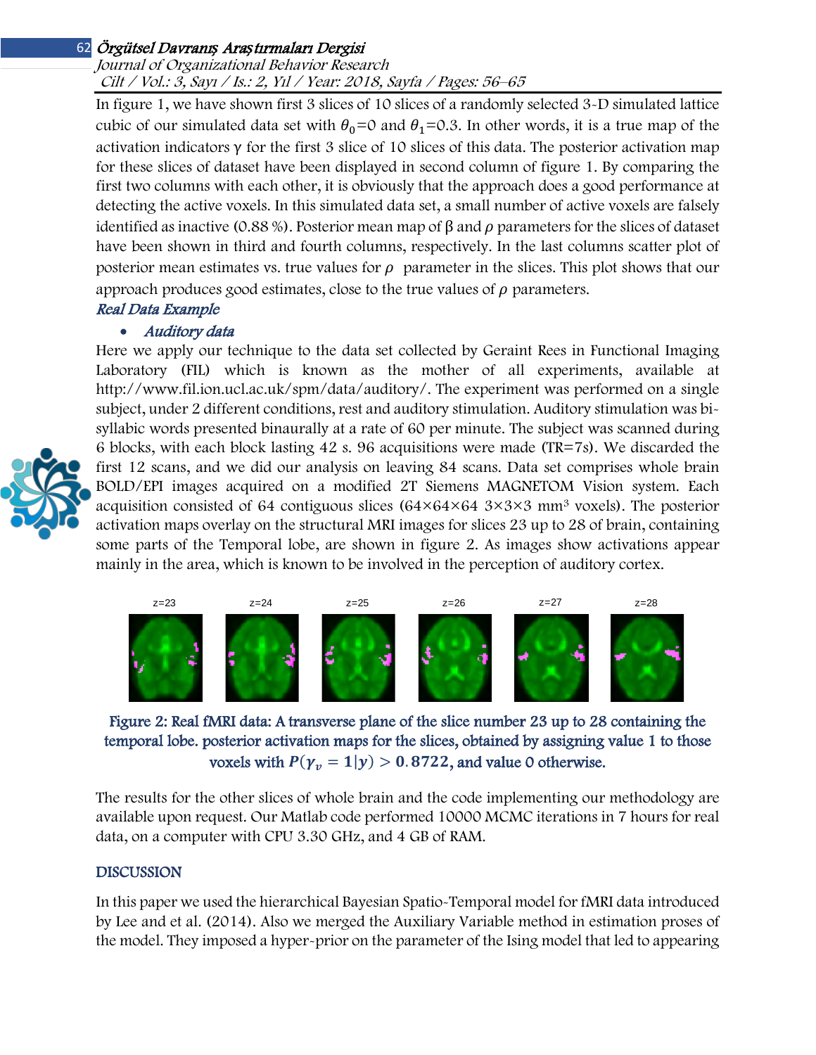In figure 1, we have shown first 3 slices of 10 slices of a randomly selected 3-D simulated lattice cubic of our simulated data set with $\theta_0$=0 and $\theta_1$=0.3. In other words, it is a true map of the activation indicators γ for the first 3 slice of 10 slices of this data. The posterior activation map for these slices of dataset have been displayed in second column of figure 1. By comparing the first two columns with each other, it is obviously that the approach does a good performance at detecting the active voxels. In this simulated data set, a small number of active voxels are falsely identified as inactive (0.88 %). Posterior mean map of β and $\rho$ parameters for the slices of dataset have been shown in third and fourth columns, respectively. In the last columns scatter plot of posterior mean estimates vs. true values for $\rho$ parameter in the slices. This plot shows that our approach produces good estimates, close to the true values of $\rho$ parameters.

### *Real Data Example*

- *Auditory data*

Here we apply our technique to the data set collected by Geraint Rees in Functional Imaging Laboratory (FIL) which is known as the mother of all experiments, available at http://www.fil.ion.ucl.ac.uk/spm/data/auditory/. The experiment was performed on a single subject, under 2 different conditions, rest and auditory stimulation. Auditory stimulation was bi-syllabic words presented binaurally at a rate of 60 per minute. The subject was scanned during 6 blocks, with each block lasting 42 s. 96 acquisitions were made (TR=7s). We discarded the first 12 scans, and we did our analysis on leaving 84 scans. Data set comprises whole brain BOLD/EPI images acquired on a modified 2T Siemens MAGNETOM Vision system. Each acquisition consisted of 64 contiguous slices (64×64×64 3×3×3 mm³ voxels). The posterior activation maps overlay on the structural MRI images for slices 23 up to 28 of brain, containing some parts of the Temporal lobe, are shown in figure 2. As images show activations appear mainly in the area, which is known to be involved in the perception of auditory cortex.

z=23 z=24 z=25 z=26 z=27 z=28

Figure 2: Real fMRI data: A transverse plane of the slice number 23 up to 28 containing the temporal lobe. posterior activation maps for the slices, obtained by assigning value 1 to those voxels with $P(\gamma_v = 1|y) > 0.8722$, and value 0 otherwise.

The results for the other slices of whole brain and the code implementing our methodology are available upon request. Our Matlab code performed 10000 MCMC iterations in 7 hours for real data, on a computer with CPU 3.30 GHz, and 4 GB of RAM.

## DISCUSSION

In this paper we used the hierarchical Bayesian Spatio-Temporal model for fMRI data introduced by Lee and et al. (2014). Also we merged the Auxiliary Variable method in estimation proses of the model. They imposed a hyper-prior on the parameter of the Ising model that led to appearing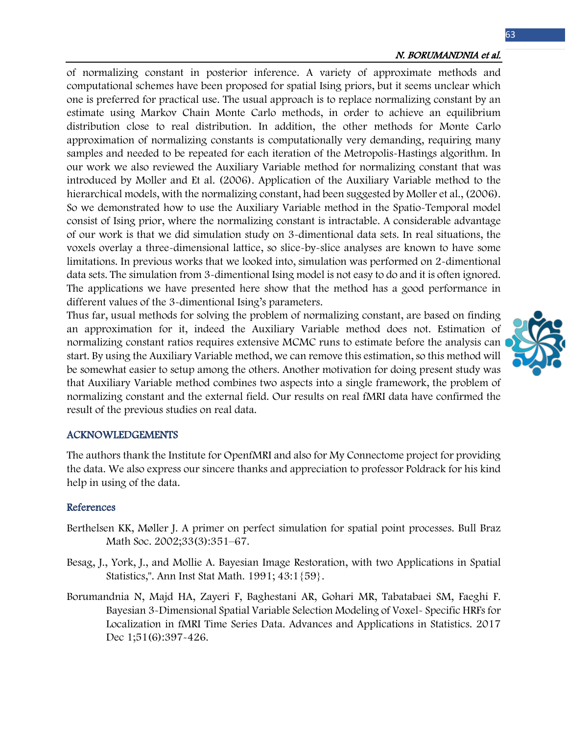of normalizing constant in posterior inference. A variety of approximate methods and computational schemes have been proposed for spatial Ising priors, but it seems unclear which one is preferred for practical use. The usual approach is to replace normalizing constant by an estimate using Markov Chain Monte Carlo methods, in order to achieve an equilibrium distribution close to real distribution. In addition, the other methods for Monte Carlo approximation of normalizing constants is computationally very demanding, requiring many samples and needed to be repeated for each iteration of the Metropolis-Hastings algorithm. In our work we also reviewed the Auxiliary Variable method for normalizing constant that was introduced by Moller and Et al. (2006). Application of the Auxiliary Variable method to the hierarchical models, with the normalizing constant, had been suggested by Moller et al., (2006). So we demonstrated how to use the Auxiliary Variable method in the Spatio-Temporal model consist of Ising prior, where the normalizing constant is intractable. A considerable advantage of our work is that we did simulation study on 3-dimentional data sets. In real situations, the voxels overlay a three-dimensional lattice, so slice-by-slice analyses are known to have some limitations. In previous works that we looked into, simulation was performed on 2-dimentional data sets. The simulation from 3-dimentional Ising model is not easy to do and it is often ignored. The applications we have presented here show that the method has a good performance in different values of the 3-dimentional Ising's parameters.

Thus far, usual methods for solving the problem of normalizing constant, are based on finding an approximation for it, indeed the Auxiliary Variable method does not. Estimation of normalizing constant ratios requires extensive MCMC runs to estimate before the analysis can start. By using the Auxiliary Variable method, we can remove this estimation, so this method will be somewhat easier to setup among the others. Another motivation for doing present study was that Auxiliary Variable method combines two aspects into a single framework, the problem of normalizing constant and the external field. Our results on real fMRI data have confirmed the result of the previous studies on real data.

## ACKNOWLEDGEMENTS

The authors thank the Institute for OpenfMRI and also for My Connectome project for providing the data. We also express our sincere thanks and appreciation to professor Poldrack for his kind help in using of the data.

## References

Berthelsen KK, Møller J. A primer on perfect simulation for spatial point processes. Bull Braz Math Soc. 2002;33(3):351–67.

Besag, J., York, J., and Mollie A. Bayesian Image Restoration, with two Applications in Spatial Statistics,". Ann Inst Stat Math. 1991; 43:1{59}.

Borumandnia N, Majd HA, Zayeri F, Baghestani AR, Gohari MR, Tabatabaei SM, Faeghi F. Bayesian 3-Dimensional Spatial Variable Selection Modeling of Voxel- Specific HRFs for Localization in fMRI Time Series Data. Advances and Applications in Statistics. 2017 Dec 1;51(6):397-426.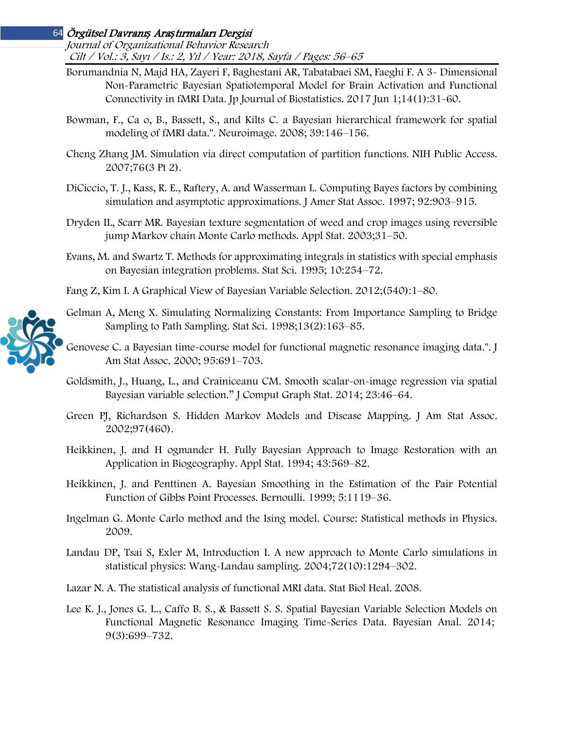Borumandnia N, Majd HA, Zayeri F, Baghestani AR, Tabatabaei SM, Faeghi F. A 3- Dimensional Non-Parametric Bayesian Spatiotemporal Model for Brain Activation and Functional Connectivity in fMRI Data. Jp Journal of Biostatistics. 2017 Jun 1;14(1):31-60.

Bowman, F., Ca o, B., Bassett, S., and Kilts C. a Bayesian hierarchical framework for spatial modeling of fMRI data.". Neuroimage. 2008; 39:146–156.

Cheng Zhang JM. Simulation via direct computation of partition functions. NIH Public Access. 2007;76(3 Pt 2).

DiCiccio, T. J., Kass, R. E., Raftery, A. and Wasserman L. Computing Bayes factors by combining simulation and asymptotic approximations. J Amer Stat Assoc. 1997; 92:903–915.

Dryden IL, Scarr MR. Bayesian texture segmentation of weed and crop images using reversible jump Markov chain Monte Carlo methods. Appl Stat. 2003;31–50.

Evans, M. and Swartz T. Methods for approximating integrals in statistics with special emphasis on Bayesian integration problems. Stat Sci. 1995; 10:254–72.

Fang Z, Kim I. A Graphical View of Bayesian Variable Selection. 2012;(540):1–80.

Gelman A, Meng X. Simulating Normalizing Constants: From Importance Sampling to Bridge Sampling to Path Sampling. Stat Sci. 1998;13(2):163–85.

Genovese C. a Bayesian time-course model for functional magnetic resonance imaging data.". J Am Stat Assoc. 2000; 95:691–703.

Goldsmith, J., Huang, L., and Crainiceanu CM. Smooth scalar-on-image regression via spatial Bayesian variable selection." J Comput Graph Stat. 2014; 23:46–64.

Green PJ, Richardson S. Hidden Markov Models and Disease Mapping. J Am Stat Assoc. 2002;97(460).

Heikkinen, J. and H ogmander H. Fully Bayesian Approach to Image Restoration with an Application in Biogeography. Appl Stat. 1994; 43:569–82.

Heikkinen, J. and Penttinen A. Bayesian Smoothing in the Estimation of the Pair Potential Function of Gibbs Point Processes. Bernoulli. 1999; 5:1119–36.

Ingelman G. Monte Carlo method and the Ising model. Course: Statistical methods in Physics. 2009.

Landau DP, Tsai S, Exler M, Introduction I. A new approach to Monte Carlo simulations in statistical physics: Wang-Landau sampling. 2004;72(10):1294–302.

Lazar N. A. The statistical analysis of functional MRI data. Stat Biol Heal. 2008.

Lee K. J., Jones G. L., Caffo B. S., & Bassett S. S. Spatial Bayesian Variable Selection Models on Functional Magnetic Resonance Imaging Time-Series Data. Bayesian Anal. 2014; 9(3):699–732.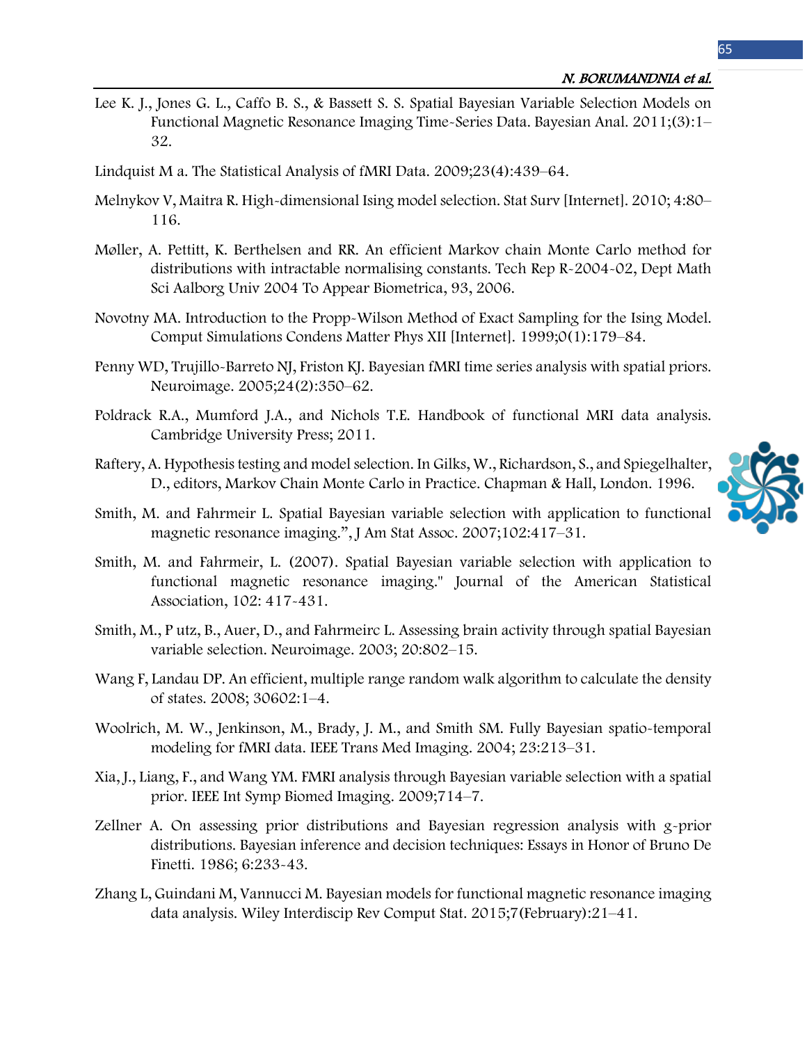Lee K. J., Jones G. L., Caffo B. S., & Bassett S. S. Spatial Bayesian Variable Selection Models on Functional Magnetic Resonance Imaging Time-Series Data. Bayesian Anal. 2011;(3):1–32.

Lindquist M a. The Statistical Analysis of fMRI Data. 2009;23(4):439–64.

Melnykov V, Maitra R. High-dimensional Ising model selection. Stat Surv [Internet]. 2010; 4:80–116.

Møller, A. Pettitt, K. Berthelsen and RR. An efficient Markov chain Monte Carlo method for distributions with intractable normalising constants. Tech Rep R-2004-02, Dept Math Sci Aalborg Univ 2004 To Appear Biometrica, 93, 2006.

Novotny MA. Introduction to the Propp-Wilson Method of Exact Sampling for the Ising Model. Comput Simulations Condens Matter Phys XII [Internet]. 1999;0(1):179–84.

Penny WD, Trujillo-Barreto NJ, Friston KJ. Bayesian fMRI time series analysis with spatial priors. Neuroimage. 2005;24(2):350–62.

Poldrack R.A., Mumford J.A., and Nichols T.E. Handbook of functional MRI data analysis. Cambridge University Press; 2011.

Raftery, A. Hypothesis testing and model selection. In Gilks, W., Richardson, S., and Spiegelhalter, D., editors, Markov Chain Monte Carlo in Practice. Chapman & Hall, London. 1996.

Smith, M. and Fahrmeir L. Spatial Bayesian variable selection with application to functional magnetic resonance imaging.", J Am Stat Assoc. 2007;102:417–31.

Smith, M. and Fahrmeir, L. (2007). Spatial Bayesian variable selection with application to functional magnetic resonance imaging." Journal of the American Statistical Association, 102: 417-431.

Smith, M., P utz, B., Auer, D., and Fahrmeirc L. Assessing brain activity through spatial Bayesian variable selection. Neuroimage. 2003; 20:802–15.

Wang F, Landau DP. An efficient, multiple range random walk algorithm to calculate the density of states. 2008; 30602:1–4.

Woolrich, M. W., Jenkinson, M., Brady, J. M., and Smith SM. Fully Bayesian spatio-temporal modeling for fMRI data. IEEE Trans Med Imaging. 2004; 23:213–31.

Xia, J., Liang, F., and Wang YM. FMRI analysis through Bayesian variable selection with a spatial prior. IEEE Int Symp Biomed Imaging. 2009;714–7.

Zellner A. On assessing prior distributions and Bayesian regression analysis with g-prior distributions. Bayesian inference and decision techniques: Essays in Honor of Bruno De Finetti. 1986; 6:233-43.

Zhang L, Guindani M, Vannucci M. Bayesian models for functional magnetic resonance imaging data analysis. Wiley Interdiscip Rev Comput Stat. 2015;7(February):21–41.